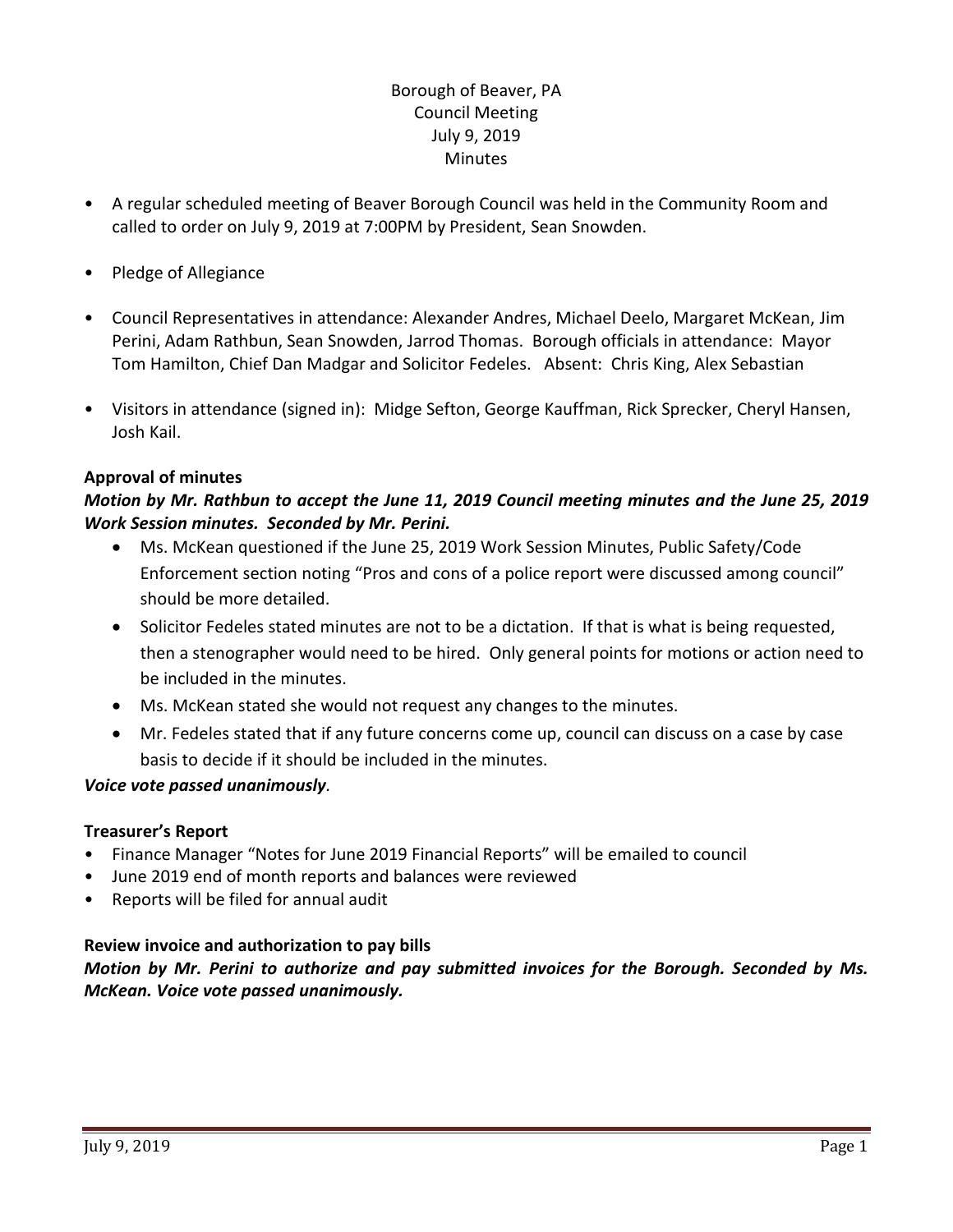# Borough of Beaver, PA
## Council Meeting
## July 9, 2019
## Minutes

- A regular scheduled meeting of Beaver Borough Council was held in the Community Room and called to order on July 9, 2019 at 7:00PM by President, Sean Snowden.
- Pledge of Allegiance
- Council Representatives in attendance: Alexander Andres, Michael Deelo, Margaret McKean, Jim Perini, Adam Rathbun, Sean Snowden, Jarrod Thomas. Borough officials in attendance: Mayor Tom Hamilton, Chief Dan Madgar and Solicitor Fedeles. Absent: Chris King, Alex Sebastian
- Visitors in attendance (signed in): Midge Sefton, George Kauffman, Rick Sprecker, Cheryl Hansen, Josh Kail.

**Approval of minutes**

***Motion by Mr. Rathbun to accept the June 11, 2019 Council meeting minutes and the June 25, 2019 Work Session minutes. Seconded by Mr. Perini.***

- Ms. McKean questioned if the June 25, 2019 Work Session Minutes, Public Safety/Code Enforcement section noting "Pros and cons of a police report were discussed among council" should be more detailed.
- Solicitor Fedeles stated minutes are not to be a dictation. If that is what is being requested, then a stenographer would need to be hired. Only general points for motions or action need to be included in the minutes.
- Ms. McKean stated she would not request any changes to the minutes.
- Mr. Fedeles stated that if any future concerns come up, council can discuss on a case by case basis to decide if it should be included in the minutes.

***Voice vote passed unanimously*.**

**Treasurer's Report**

- Finance Manager "Notes for June 2019 Financial Reports" will be emailed to council
- June 2019 end of month reports and balances were reviewed
- Reports will be filed for annual audit

**Review invoice and authorization to pay bills**

***Motion by Mr. Perini to authorize and pay submitted invoices for the Borough. Seconded by Ms. McKean. Voice vote passed unanimously.***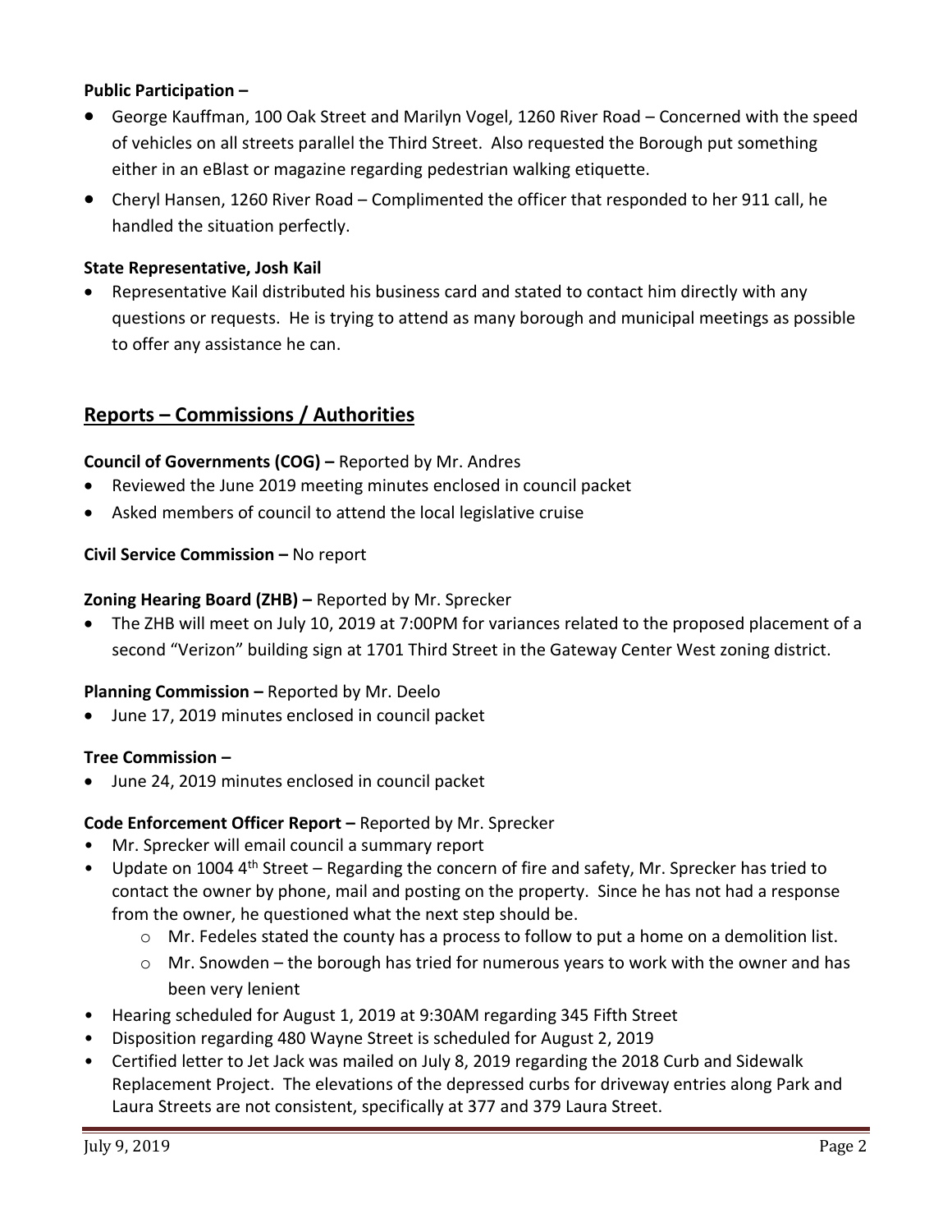**Public Participation –**

- George Kauffman, 100 Oak Street and Marilyn Vogel, 1260 River Road – Concerned with the speed of vehicles on all streets parallel the Third Street. Also requested the Borough put something either in an eBlast or magazine regarding pedestrian walking etiquette.
- Cheryl Hansen, 1260 River Road – Complimented the officer that responded to her 911 call, he handled the situation perfectly.

**State Representative, Josh Kail**

- Representative Kail distributed his business card and stated to contact him directly with any questions or requests. He is trying to attend as many borough and municipal meetings as possible to offer any assistance he can.

## Reports – Commissions / Authorities

**Council of Governments (COG) –** Reported by Mr. Andres

- Reviewed the June 2019 meeting minutes enclosed in council packet
- Asked members of council to attend the local legislative cruise

**Civil Service Commission –** No report

**Zoning Hearing Board (ZHB) –** Reported by Mr. Sprecker

- The ZHB will meet on July 10, 2019 at 7:00PM for variances related to the proposed placement of a second "Verizon" building sign at 1701 Third Street in the Gateway Center West zoning district.

**Planning Commission –** Reported by Mr. Deelo

- June 17, 2019 minutes enclosed in council packet

**Tree Commission –**

- June 24, 2019 minutes enclosed in council packet

**Code Enforcement Officer Report –** Reported by Mr. Sprecker

- Mr. Sprecker will email council a summary report
- Update on 1004 4th Street – Regarding the concern of fire and safety, Mr. Sprecker has tried to contact the owner by phone, mail and posting on the property. Since he has not had a response from the owner, he questioned what the next step should be.
    - Mr. Fedeles stated the county has a process to follow to put a home on a demolition list.
    - Mr. Snowden – the borough has tried for numerous years to work with the owner and has been very lenient
- Hearing scheduled for August 1, 2019 at 9:30AM regarding 345 Fifth Street
- Disposition regarding 480 Wayne Street is scheduled for August 2, 2019
- Certified letter to Jet Jack was mailed on July 8, 2019 regarding the 2018 Curb and Sidewalk Replacement Project. The elevations of the depressed curbs for driveway entries along Park and Laura Streets are not consistent, specifically at 377 and 379 Laura Street.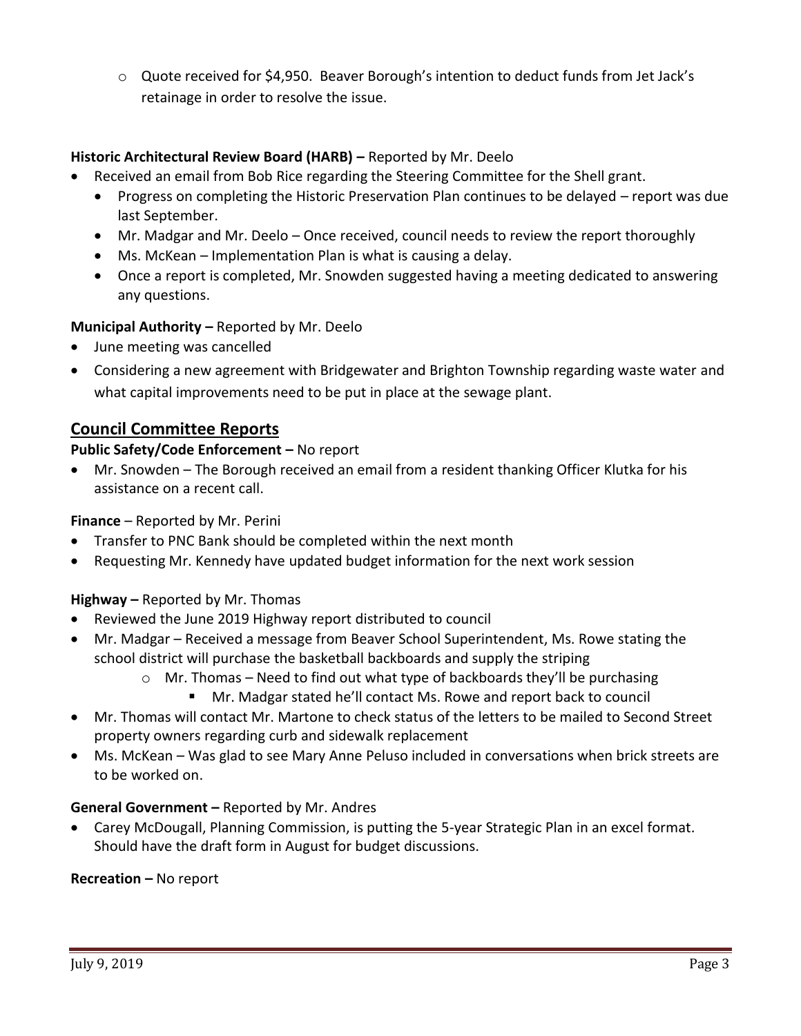- Quote received for $4,950. Beaver Borough's intention to deduct funds from Jet Jack's retainage in order to resolve the issue.

**Historic Architectural Review Board (HARB) –** Reported by Mr. Deelo

- Received an email from Bob Rice regarding the Steering Committee for the Shell grant.
  - Progress on completing the Historic Preservation Plan continues to be delayed – report was due last September.
  - Mr. Madgar and Mr. Deelo – Once received, council needs to review the report thoroughly
  - Ms. McKean – Implementation Plan is what is causing a delay.
  - Once a report is completed, Mr. Snowden suggested having a meeting dedicated to answering any questions.

**Municipal Authority –** Reported by Mr. Deelo

- June meeting was cancelled
- Considering a new agreement with Bridgewater and Brighton Township regarding waste water and what capital improvements need to be put in place at the sewage plant.

## Council Committee Reports

**Public Safety/Code Enforcement –** No report

- Mr. Snowden – The Borough received an email from a resident thanking Officer Klutka for his assistance on a recent call.

**Finance** – Reported by Mr. Perini

- Transfer to PNC Bank should be completed within the next month
- Requesting Mr. Kennedy have updated budget information for the next work session

**Highway –** Reported by Mr. Thomas

- Reviewed the June 2019 Highway report distributed to council
- Mr. Madgar – Received a message from Beaver School Superintendent, Ms. Rowe stating the school district will purchase the basketball backboards and supply the striping
  - Mr. Thomas – Need to find out what type of backboards they'll be purchasing
    - Mr. Madgar stated he'll contact Ms. Rowe and report back to council
- Mr. Thomas will contact Mr. Martone to check status of the letters to be mailed to Second Street property owners regarding curb and sidewalk replacement
- Ms. McKean – Was glad to see Mary Anne Peluso included in conversations when brick streets are to be worked on.

**General Government –** Reported by Mr. Andres

- Carey McDougall, Planning Commission, is putting the 5-year Strategic Plan in an excel format. Should have the draft form in August for budget discussions.

**Recreation –** No report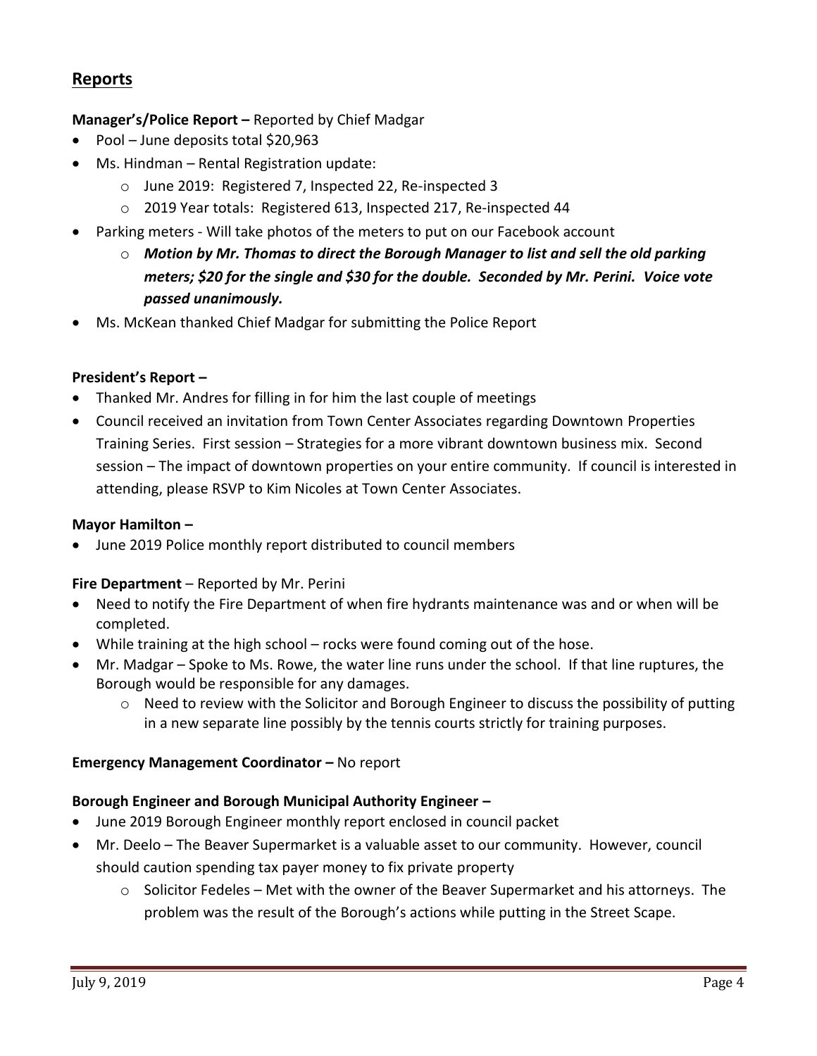## Reports

**Manager's/Police Report –** Reported by Chief Madgar

- Pool – June deposits total $20,963
- Ms. Hindman – Rental Registration update:
    - June 2019: Registered 7, Inspected 22, Re-inspected 3
    - 2019 Year totals: Registered 613, Inspected 217, Re-inspected 44
- Parking meters - Will take photos of the meters to put on our Facebook account
    - ***Motion by Mr. Thomas to direct the Borough Manager to list and sell the old parking meters; $20 for the single and $30 for the double. Seconded by Mr. Perini. Voice vote passed unanimously.***
- Ms. McKean thanked Chief Madgar for submitting the Police Report

**President's Report –**

- Thanked Mr. Andres for filling in for him the last couple of meetings
- Council received an invitation from Town Center Associates regarding Downtown Properties Training Series. First session – Strategies for a more vibrant downtown business mix. Second session – The impact of downtown properties on your entire community. If council is interested in attending, please RSVP to Kim Nicoles at Town Center Associates.

**Mayor Hamilton –**

- June 2019 Police monthly report distributed to council members

**Fire Department** – Reported by Mr. Perini

- Need to notify the Fire Department of when fire hydrants maintenance was and or when will be completed.
- While training at the high school – rocks were found coming out of the hose.
- Mr. Madgar – Spoke to Ms. Rowe, the water line runs under the school. If that line ruptures, the Borough would be responsible for any damages.
    - Need to review with the Solicitor and Borough Engineer to discuss the possibility of putting in a new separate line possibly by the tennis courts strictly for training purposes.

**Emergency Management Coordinator –** No report

**Borough Engineer and Borough Municipal Authority Engineer –**

- June 2019 Borough Engineer monthly report enclosed in council packet
- Mr. Deelo – The Beaver Supermarket is a valuable asset to our community. However, council should caution spending tax payer money to fix private property
    - Solicitor Fedeles – Met with the owner of the Beaver Supermarket and his attorneys. The problem was the result of the Borough's actions while putting in the Street Scape.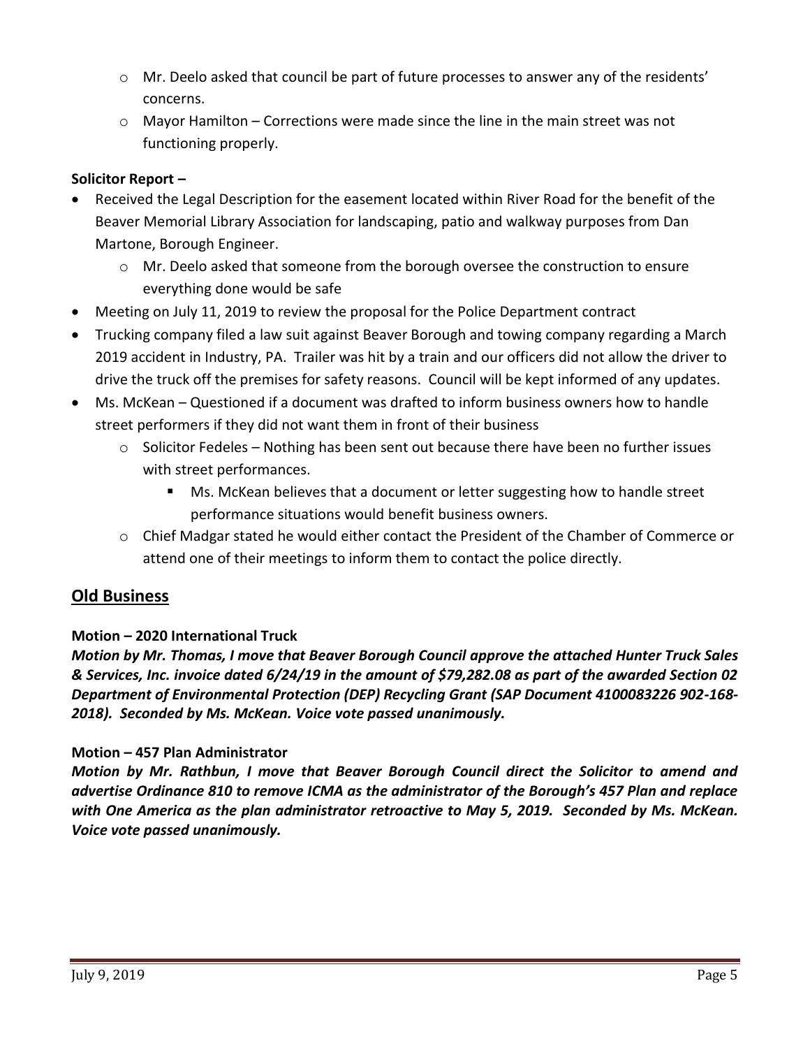- Mr. Deelo asked that council be part of future processes to answer any of the residents' concerns.
  - Mayor Hamilton – Corrections were made since the line in the main street was not functioning properly.

**Solicitor Report –**

- Received the Legal Description for the easement located within River Road for the benefit of the Beaver Memorial Library Association for landscaping, patio and walkway purposes from Dan Martone, Borough Engineer.
  - Mr. Deelo asked that someone from the borough oversee the construction to ensure everything done would be safe
- Meeting on July 11, 2019 to review the proposal for the Police Department contract
- Trucking company filed a law suit against Beaver Borough and towing company regarding a March 2019 accident in Industry, PA. Trailer was hit by a train and our officers did not allow the driver to drive the truck off the premises for safety reasons. Council will be kept informed of any updates.
- Ms. McKean – Questioned if a document was drafted to inform business owners how to handle street performers if they did not want them in front of their business
  - Solicitor Fedeles – Nothing has been sent out because there have been no further issues with street performances.
    - Ms. McKean believes that a document or letter suggesting how to handle street performance situations would benefit business owners.
  - Chief Madgar stated he would either contact the President of the Chamber of Commerce or attend one of their meetings to inform them to contact the police directly.

## Old Business

**Motion – 2020 International Truck**

***Motion by Mr. Thomas, I move that Beaver Borough Council approve the attached Hunter Truck Sales & Services, Inc. invoice dated 6/24/19 in the amount of $79,282.08 as part of the awarded Section 02 Department of Environmental Protection (DEP) Recycling Grant (SAP Document 4100083226 902-168-2018). Seconded by Ms. McKean. Voice vote passed unanimously.***

**Motion – 457 Plan Administrator**

***Motion by Mr. Rathbun, I move that Beaver Borough Council direct the Solicitor to amend and advertise Ordinance 810 to remove ICMA as the administrator of the Borough's 457 Plan and replace with One America as the plan administrator retroactive to May 5, 2019. Seconded by Ms. McKean. Voice vote passed unanimously.***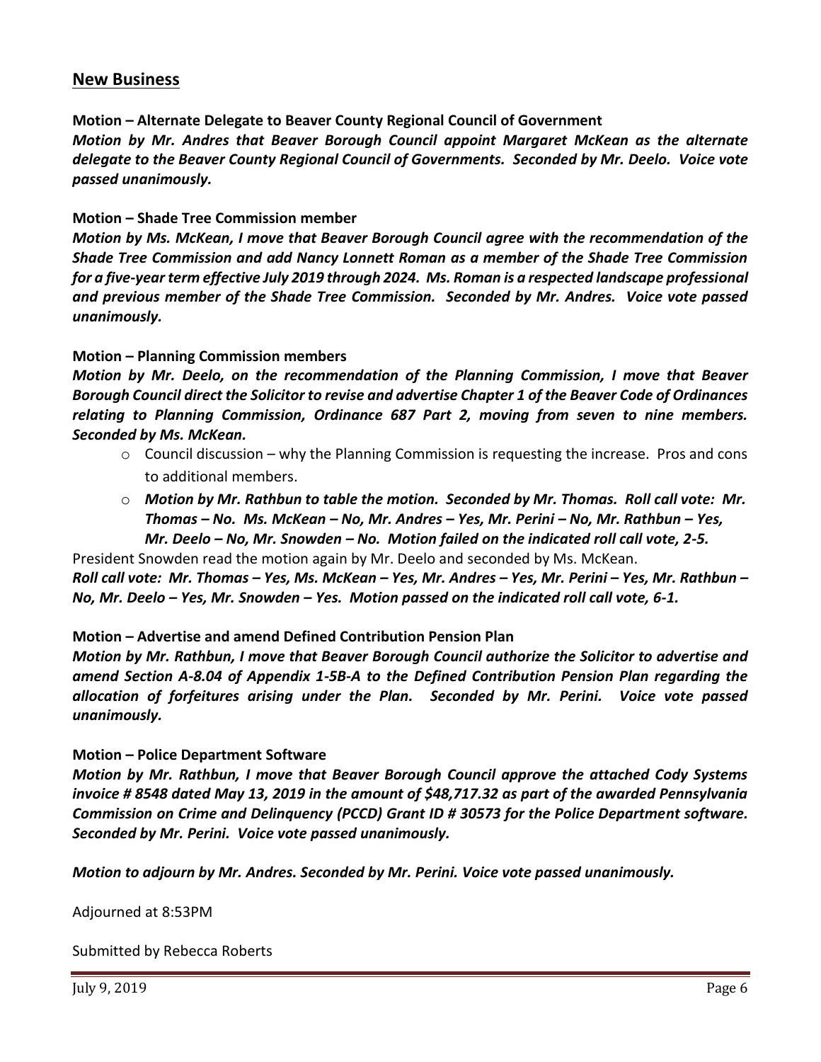## New Business

**Motion – Alternate Delegate to Beaver County Regional Council of Government**

***Motion by Mr. Andres that Beaver Borough Council appoint Margaret McKean as the alternate delegate to the Beaver County Regional Council of Governments. Seconded by Mr. Deelo. Voice vote passed unanimously.***

**Motion – Shade Tree Commission member**

***Motion by Ms. McKean, I move that Beaver Borough Council agree with the recommendation of the Shade Tree Commission and add Nancy Lonnett Roman as a member of the Shade Tree Commission for a five-year term effective July 2019 through 2024. Ms. Roman is a respected landscape professional and previous member of the Shade Tree Commission. Seconded by Mr. Andres. Voice vote passed unanimously.***

**Motion – Planning Commission members**

***Motion by Mr. Deelo, on the recommendation of the Planning Commission, I move that Beaver Borough Council direct the Solicitor to revise and advertise Chapter 1 of the Beaver Code of Ordinances relating to Planning Commission, Ordinance 687 Part 2, moving from seven to nine members. Seconded by Ms. McKean.***

- Council discussion – why the Planning Commission is requesting the increase. Pros and cons to additional members.
- ***Motion by Mr. Rathbun to table the motion. Seconded by Mr. Thomas. Roll call vote: Mr. Thomas – No. Ms. McKean – No, Mr. Andres – Yes, Mr. Perini – No, Mr. Rathbun – Yes, Mr. Deelo – No, Mr. Snowden – No. Motion failed on the indicated roll call vote, 2-5.***

President Snowden read the motion again by Mr. Deelo and seconded by Ms. McKean.

***Roll call vote: Mr. Thomas – Yes, Ms. McKean – Yes, Mr. Andres – Yes, Mr. Perini – Yes, Mr. Rathbun – No, Mr. Deelo – Yes, Mr. Snowden – Yes. Motion passed on the indicated roll call vote, 6-1.***

**Motion – Advertise and amend Defined Contribution Pension Plan**

***Motion by Mr. Rathbun, I move that Beaver Borough Council authorize the Solicitor to advertise and amend Section A-8.04 of Appendix 1-5B-A to the Defined Contribution Pension Plan regarding the allocation of forfeitures arising under the Plan. Seconded by Mr. Perini. Voice vote passed unanimously.***

**Motion – Police Department Software**

***Motion by Mr. Rathbun, I move that Beaver Borough Council approve the attached Cody Systems invoice # 8548 dated May 13, 2019 in the amount of $48,717.32 as part of the awarded Pennsylvania Commission on Crime and Delinquency (PCCD) Grant ID # 30573 for the Police Department software. Seconded by Mr. Perini. Voice vote passed unanimously.***

***Motion to adjourn by Mr. Andres. Seconded by Mr. Perini. Voice vote passed unanimously.***

Adjourned at 8:53PM

Submitted by Rebecca Roberts